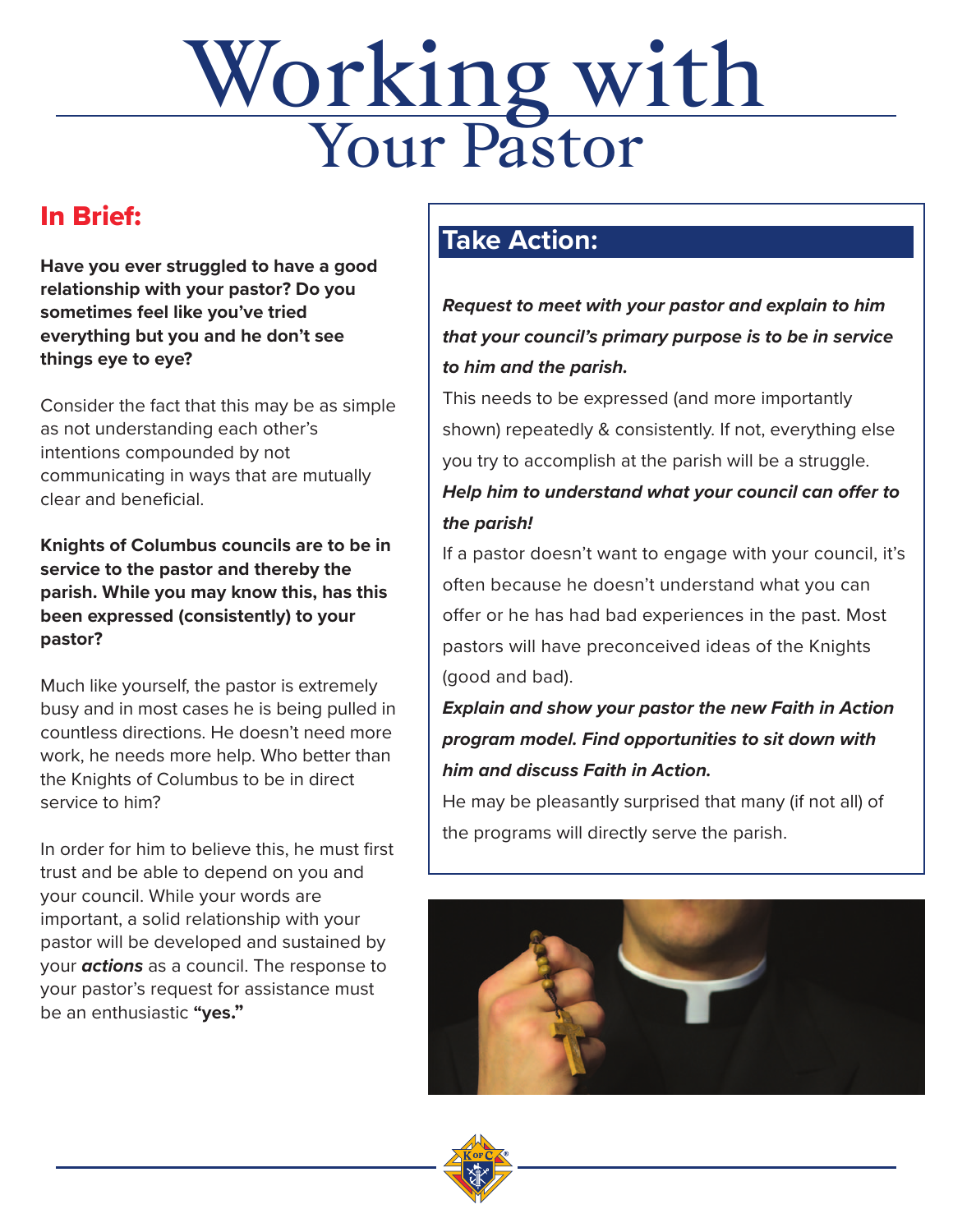# Working with Your Pastor

## In Brief:

**Have you ever struggled to have a good relationship with your pastor? Do you sometimes feel like you've tried everything but you and he don't see things eye to eye?**

Consider the fact that this may be as simple as not understanding each other's intentions compounded by not communicating in ways that are mutually clear and beneficial.

**Knights of Columbus councils are to be in service to the pastor and thereby the parish. While you may know this, has this been expressed (consistently) to your pastor?**

Much like yourself, the pastor is extremely busy and in most cases he is being pulled in countless directions. He doesn't need more work, he needs more help. Who better than the Knights of Columbus to be in direct service to him?

In order for him to believe this, he must first trust and be able to depend on you and your council. While your words are important, a solid relationship with your pastor will be developed and sustained by your ***actions*** as a council. The response to your pastor's request for assistance must be an enthusiastic **"yes."**

## Take Action:

***Request to meet with your pastor and explain to him that your council's primary purpose is to be in service to him and the parish.***

This needs to be expressed (and more importantly shown) repeatedly & consistently. If not, everything else you try to accomplish at the parish will be a struggle.

***Help him to understand what your council can offer to the parish!***

If a pastor doesn't want to engage with your council, it's often because he doesn't understand what you can offer or he has had bad experiences in the past. Most pastors will have preconceived ideas of the Knights (good and bad).

***Explain and show your pastor the new Faith in Action program model. Find opportunities to sit down with him and discuss Faith in Action.***

He may be pleasantly surprised that many (if not all) of the programs will directly serve the parish.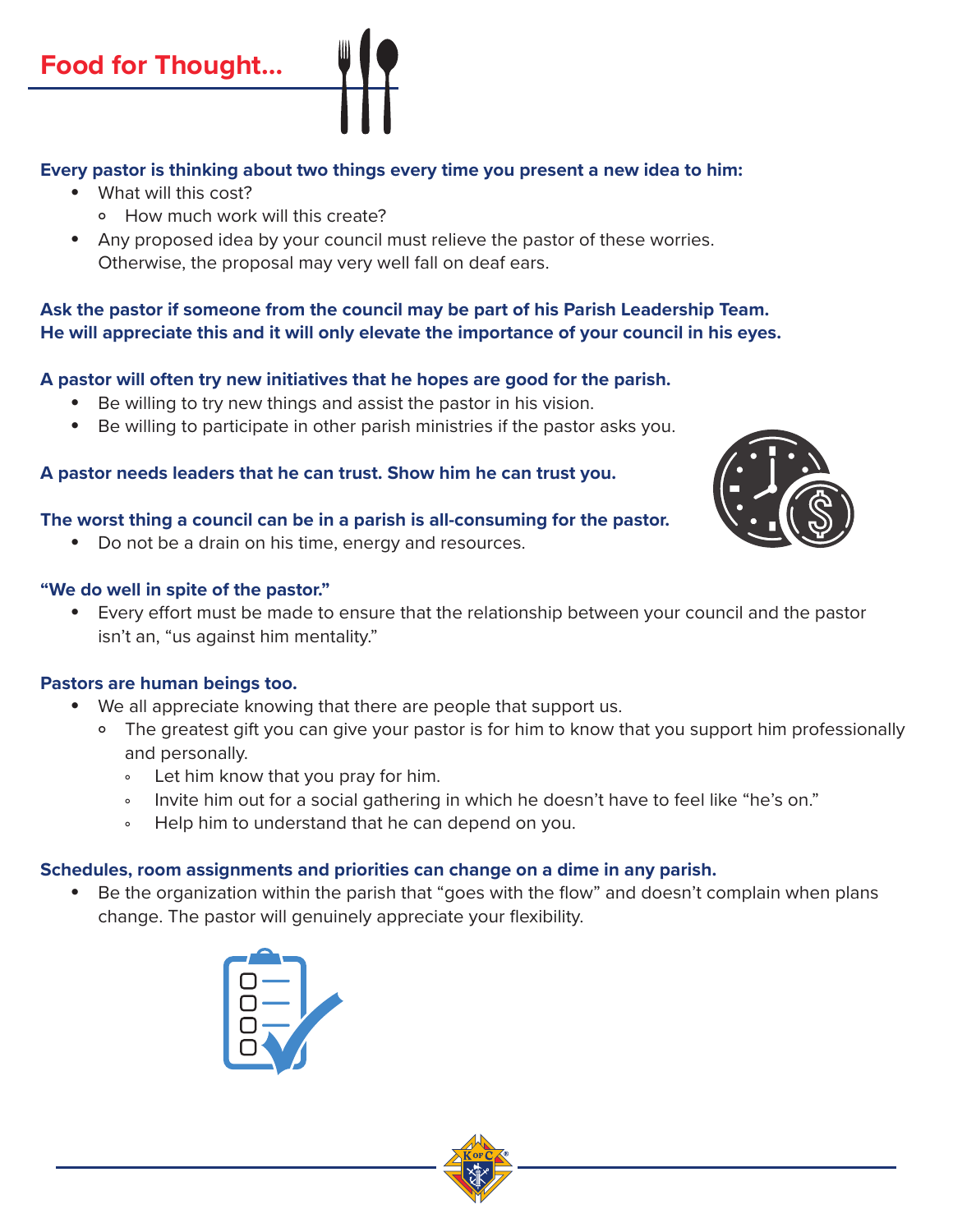## Food for Thought...

**Every pastor is thinking about two things every time you present a new idea to him:**

- What will this cost?
  - How much work will this create?
- Any proposed idea by your council must relieve the pastor of these worries. Otherwise, the proposal may very well fall on deaf ears.

**Ask the pastor if someone from the council may be part of his Parish Leadership Team. He will appreciate this and it will only elevate the importance of your council in his eyes.**

**A pastor will often try new initiatives that he hopes are good for the parish.**

- Be willing to try new things and assist the pastor in his vision.
- Be willing to participate in other parish ministries if the pastor asks you.

**A pastor needs leaders that he can trust. Show him he can trust you.**

**The worst thing a council can be in a parish is all-consuming for the pastor.**

- Do not be a drain on his time, energy and resources.

**"We do well in spite of the pastor."**

- Every effort must be made to ensure that the relationship between your council and the pastor isn't an, "us against him mentality."

**Pastors are human beings too.**

- We all appreciate knowing that there are people that support us.
  - The greatest gift you can give your pastor is for him to know that you support him professionally and personally.
    - Let him know that you pray for him.
    - Invite him out for a social gathering in which he doesn't have to feel like "he's on."
    - Help him to understand that he can depend on you.

**Schedules, room assignments and priorities can change on a dime in any parish.**

- Be the organization within the parish that "goes with the flow" and doesn't complain when plans change. The pastor will genuinely appreciate your flexibility.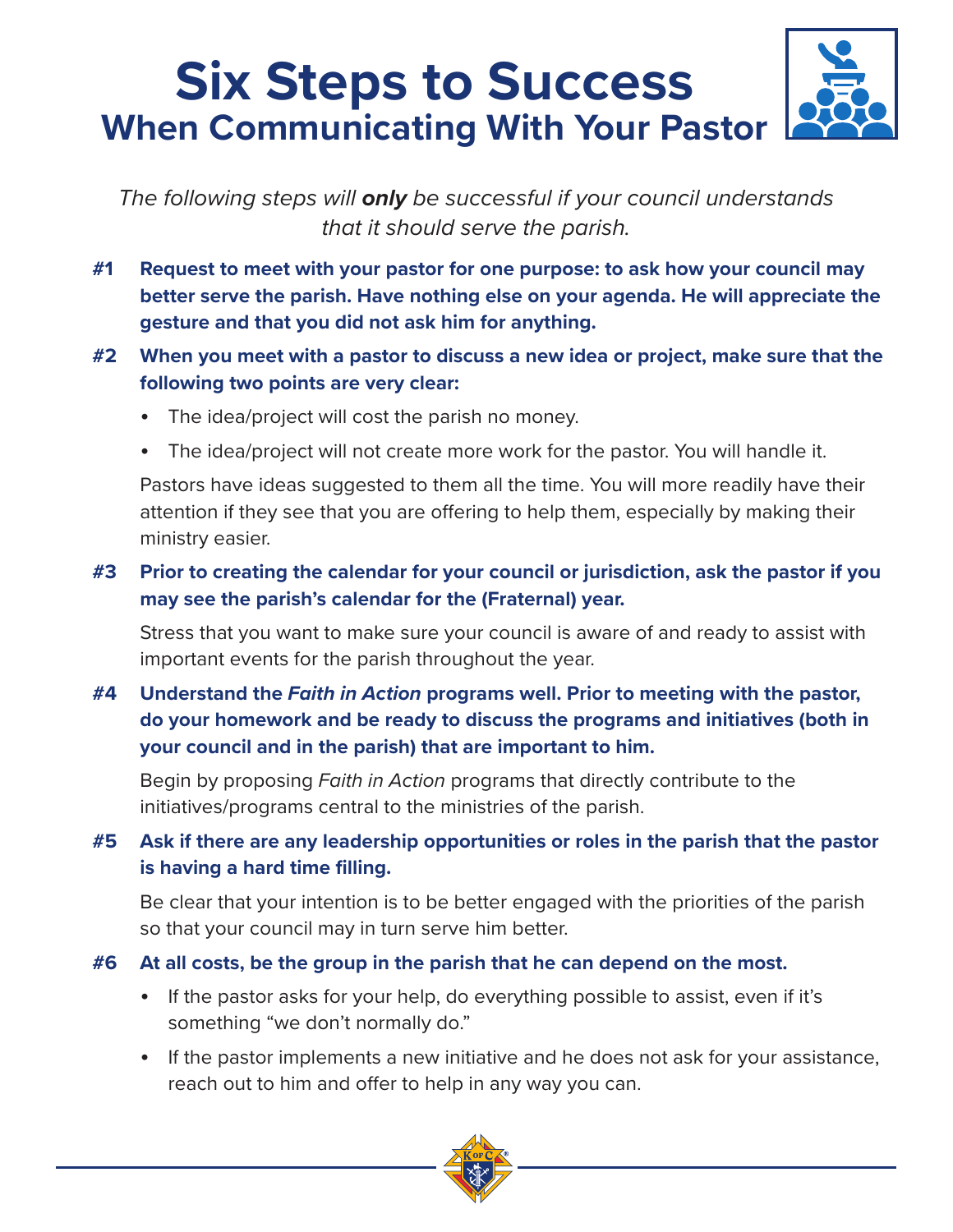# Six Steps to Success

## When Communicating With Your Pastor

*The following steps will* ***only*** *be successful if your council understands that it should serve the parish.*

**#1 Request to meet with your pastor for one purpose: to ask how your council may better serve the parish. Have nothing else on your agenda. He will appreciate the gesture and that you did not ask him for anything.**

**#2 When you meet with a pastor to discuss a new idea or project, make sure that the following two points are very clear:**

- The idea/project will cost the parish no money.
- The idea/project will not create more work for the pastor. You will handle it.

Pastors have ideas suggested to them all the time. You will more readily have their attention if they see that you are offering to help them, especially by making their ministry easier.

**#3 Prior to creating the calendar for your council or jurisdiction, ask the pastor if you may see the parish's calendar for the (Fraternal) year.**

Stress that you want to make sure your council is aware of and ready to assist with important events for the parish throughout the year.

**#4 Understand the *Faith in Action* programs well. Prior to meeting with the pastor, do your homework and be ready to discuss the programs and initiatives (both in your council and in the parish) that are important to him.**

Begin by proposing *Faith in Action* programs that directly contribute to the initiatives/programs central to the ministries of the parish.

**#5 Ask if there are any leadership opportunities or roles in the parish that the pastor is having a hard time filling.**

Be clear that your intention is to be better engaged with the priorities of the parish so that your council may in turn serve him better.

**#6 At all costs, be the group in the parish that he can depend on the most.**

- If the pastor asks for your help, do everything possible to assist, even if it's something "we don't normally do."
- If the pastor implements a new initiative and he does not ask for your assistance, reach out to him and offer to help in any way you can.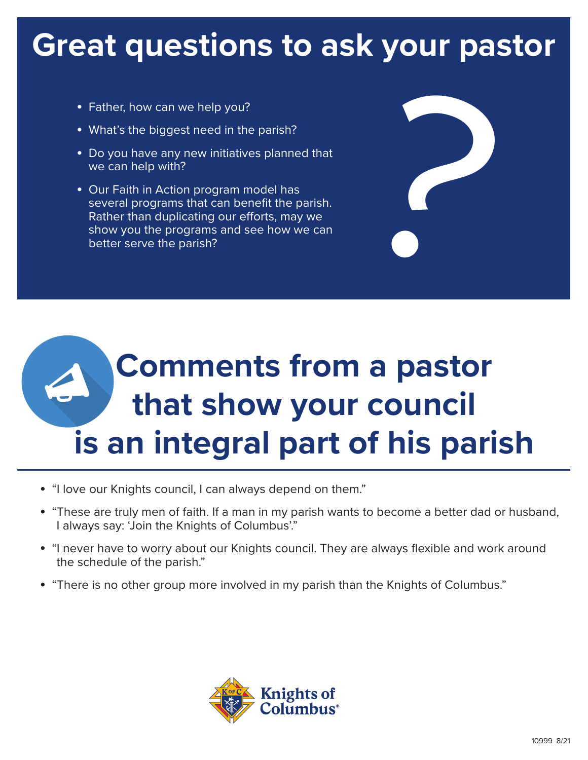# Great questions to ask your pastor

- Father, how can we help you?
- What's the biggest need in the parish?
- Do you have any new initiatives planned that we can help with?
- Our Faith in Action program model has several programs that can benefit the parish. Rather than duplicating our efforts, may we show you the programs and see how we can better serve the parish?

# Comments from a pastor that show your council is an integral part of his parish

- "I love our Knights council, I can always depend on them."
- "These are truly men of faith. If a man in my parish wants to become a better dad or husband, I always say: 'Join the Knights of Columbus'."
- "I never have to worry about our Knights council. They are always flexible and work around the schedule of the parish."
- "There is no other group more involved in my parish than the Knights of Columbus."

Knights of Columbus®

10999 8/21